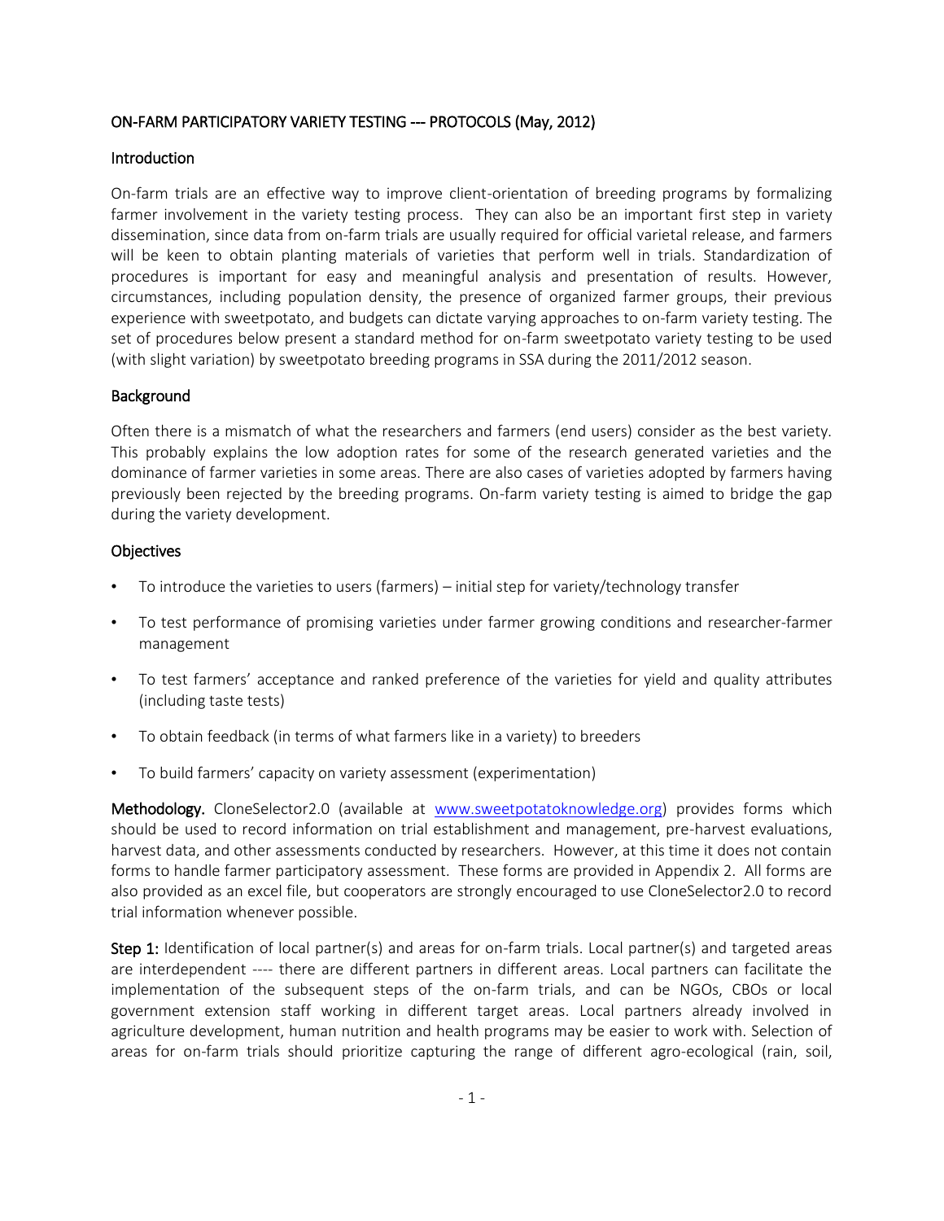## ON-FARM PARTICIPATORY VARIETY TESTING --- PROTOCOLS (May, 2012)

### Introduction

On-farm trials are an effective way to improve client-orientation of breeding programs by formalizing farmer involvement in the variety testing process. They can also be an important first step in variety dissemination, since data from on-farm trials are usually required for official varietal release, and farmers will be keen to obtain planting materials of varieties that perform well in trials. Standardization of procedures is important for easy and meaningful analysis and presentation of results. However, circumstances, including population density, the presence of organized farmer groups, their previous experience with sweetpotato, and budgets can dictate varying approaches to on-farm variety testing. The set of procedures below present a standard method for on-farm sweetpotato variety testing to be used (with slight variation) by sweetpotato breeding programs in SSA during the 2011/2012 season.

### Background

Often there is a mismatch of what the researchers and farmers (end users) consider as the best variety. This probably explains the low adoption rates for some of the research generated varieties and the dominance of farmer varieties in some areas. There are also cases of varieties adopted by farmers having previously been rejected by the breeding programs. On-farm variety testing is aimed to bridge the gap during the variety development.

### Objectives

- To introduce the varieties to users (farmers) – initial step for variety/technology transfer
- To test performance of promising varieties under farmer growing conditions and researcher-farmer management
- To test farmers' acceptance and ranked preference of the varieties for yield and quality attributes (including taste tests)
- To obtain feedback (in terms of what farmers like in a variety) to breeders
- To build farmers' capacity on variety assessment (experimentation)

**Methodology.** CloneSelector2.0 (available at www.sweetpotatoknowledge.org) provides forms which should be used to record information on trial establishment and management, pre-harvest evaluations, harvest data, and other assessments conducted by researchers. However, at this time it does not contain forms to handle farmer participatory assessment. These forms are provided in Appendix 2. All forms are also provided as an excel file, but cooperators are strongly encouraged to use CloneSelector2.0 to record trial information whenever possible.

**Step 1:** Identification of local partner(s) and areas for on-farm trials. Local partner(s) and targeted areas are interdependent ---- there are different partners in different areas. Local partners can facilitate the implementation of the subsequent steps of the on-farm trials, and can be NGOs, CBOs or local government extension staff working in different target areas. Local partners already involved in agriculture development, human nutrition and health programs may be easier to work with. Selection of areas for on-farm trials should prioritize capturing the range of different agro-ecological (rain, soil,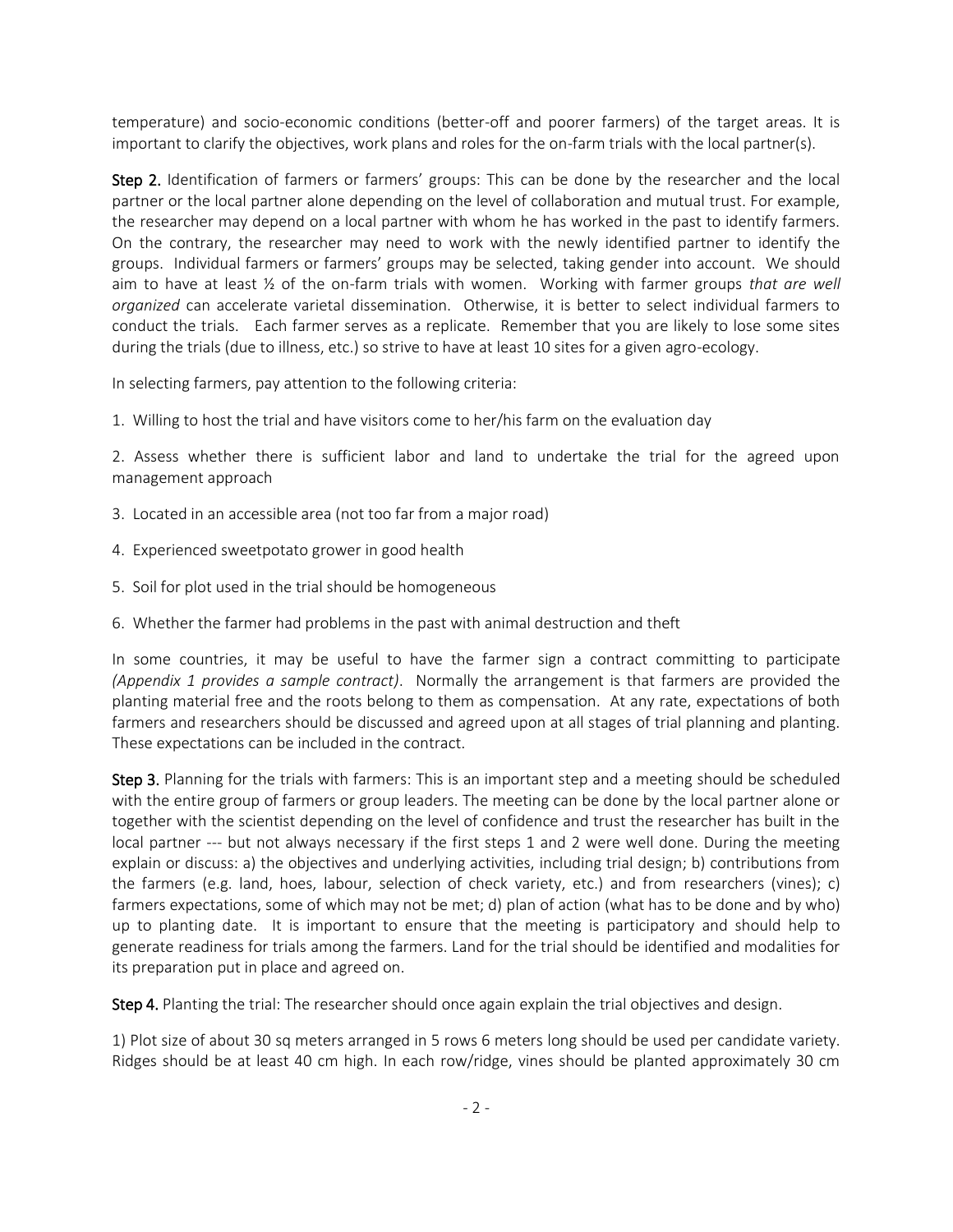temperature) and socio-economic conditions (better-off and poorer farmers) of the target areas. It is important to clarify the objectives, work plans and roles for the on-farm trials with the local partner(s).

**Step 2.** Identification of farmers or farmers' groups: This can be done by the researcher and the local partner or the local partner alone depending on the level of collaboration and mutual trust. For example, the researcher may depend on a local partner with whom he has worked in the past to identify farmers. On the contrary, the researcher may need to work with the newly identified partner to identify the groups. Individual farmers or farmers' groups may be selected, taking gender into account. We should aim to have at least ½ of the on-farm trials with women. Working with farmer groups *that are well organized* can accelerate varietal dissemination. Otherwise, it is better to select individual farmers to conduct the trials. Each farmer serves as a replicate. Remember that you are likely to lose some sites during the trials (due to illness, etc.) so strive to have at least 10 sites for a given agro-ecology.

In selecting farmers, pay attention to the following criteria:

1. Willing to host the trial and have visitors come to her/his farm on the evaluation day

2. Assess whether there is sufficient labor and land to undertake the trial for the agreed upon management approach

3. Located in an accessible area (not too far from a major road)

4. Experienced sweetpotato grower in good health

5. Soil for plot used in the trial should be homogeneous

6. Whether the farmer had problems in the past with animal destruction and theft

In some countries, it may be useful to have the farmer sign a contract committing to participate *(Appendix 1 provides a sample contract)*. Normally the arrangement is that farmers are provided the planting material free and the roots belong to them as compensation. At any rate, expectations of both farmers and researchers should be discussed and agreed upon at all stages of trial planning and planting. These expectations can be included in the contract.

**Step 3.** Planning for the trials with farmers: This is an important step and a meeting should be scheduled with the entire group of farmers or group leaders. The meeting can be done by the local partner alone or together with the scientist depending on the level of confidence and trust the researcher has built in the local partner --- but not always necessary if the first steps 1 and 2 were well done. During the meeting explain or discuss: a) the objectives and underlying activities, including trial design; b) contributions from the farmers (e.g. land, hoes, labour, selection of check variety, etc.) and from researchers (vines); c) farmers expectations, some of which may not be met; d) plan of action (what has to be done and by who) up to planting date. It is important to ensure that the meeting is participatory and should help to generate readiness for trials among the farmers. Land for the trial should be identified and modalities for its preparation put in place and agreed on.

**Step 4.** Planting the trial: The researcher should once again explain the trial objectives and design.

1) Plot size of about 30 sq meters arranged in 5 rows 6 meters long should be used per candidate variety. Ridges should be at least 40 cm high. In each row/ridge, vines should be planted approximately 30 cm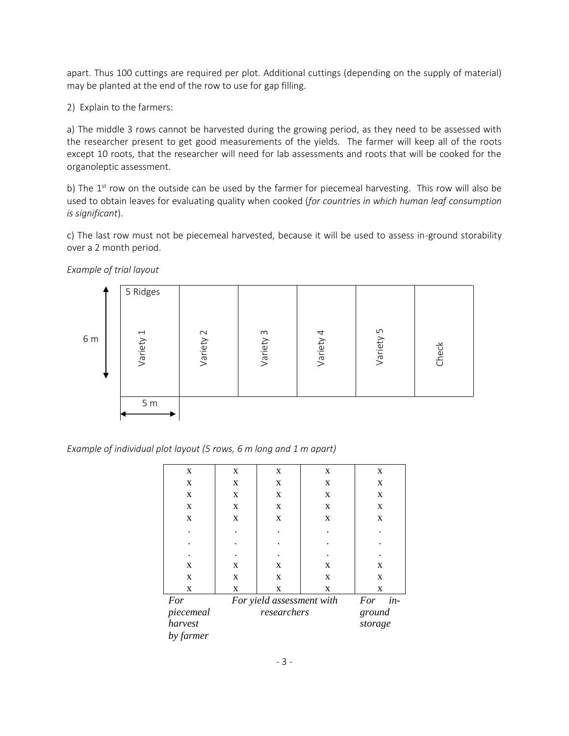apart. Thus 100 cuttings are required per plot. Additional cuttings (depending on the supply of material) may be planted at the end of the row to use for gap filling.

2) Explain to the farmers:

a) The middle 3 rows cannot be harvested during the growing period, as they need to be assessed with the researcher present to get good measurements of the yields. The farmer will keep all of the roots except 10 roots, that the researcher will need for lab assessments and roots that will be cooked for the organoleptic assessment.

b) The 1st row on the outside can be used by the farmer for piecemeal harvesting. This row will also be used to obtain leaves for evaluating quality when cooked (*for countries in which human leaf consumption is significant*).

c) The last row must not be piecemeal harvested, because it will be used to assess in-ground storability over a 2 month period.

*Example of trial layout*

| 5 Ridges<br>Variety 1 | Variety 2 | Variety 3 | Variety 4 | Variety 5 | Check |
|---|---|---|---|---|---|

Plot dimensions: 6 m (length) × 5 m (width)

*Example of individual plot layout (5 rows, 6 m long and 1 m apart)*

| Row 1 | Row 2 | Row 3 | Row 4 | Row 5 |
|---|---|---|---|---|
| x | x | x | x | x |
| x | x | x | x | x |
| x | x | x | x | x |
| x | x | x | x | x |
| x | x | x | x | x |
| . | . | . | . | . |
| . | . | . | . | . |
| . | . | . | . | . |
| x | x | x | x | x |
| x | x | x | x | x |
| x | x | x | x | x |
| *For piecemeal harvest by farmer* | *For yield assessment with researchers* | | | *For in-ground storage* |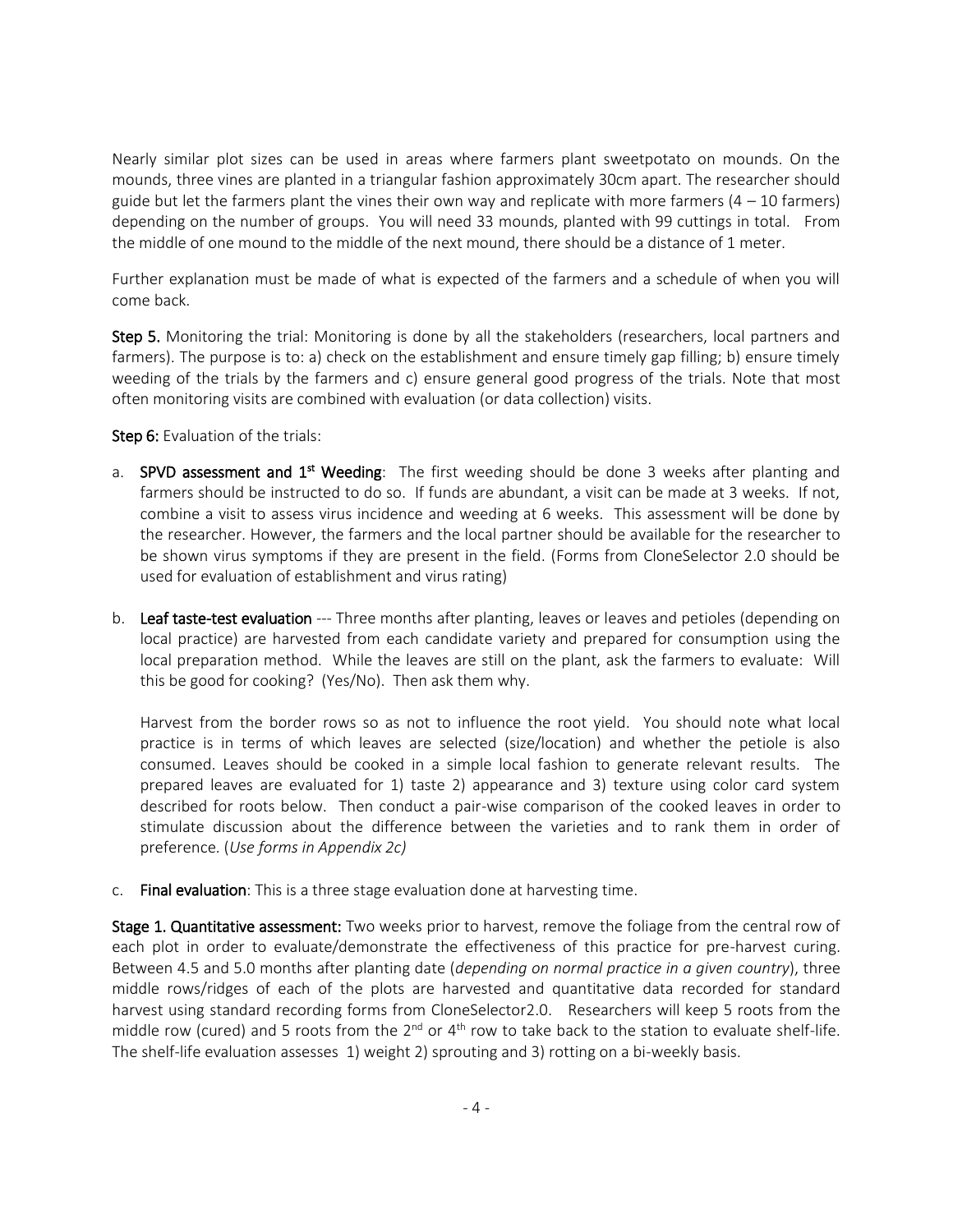Nearly similar plot sizes can be used in areas where farmers plant sweetpotato on mounds. On the mounds, three vines are planted in a triangular fashion approximately 30cm apart. The researcher should guide but let the farmers plant the vines their own way and replicate with more farmers (4 – 10 farmers) depending on the number of groups. You will need 33 mounds, planted with 99 cuttings in total. From the middle of one mound to the middle of the next mound, there should be a distance of 1 meter.

Further explanation must be made of what is expected of the farmers and a schedule of when you will come back.

**Step 5.** Monitoring the trial: Monitoring is done by all the stakeholders (researchers, local partners and farmers). The purpose is to: a) check on the establishment and ensure timely gap filling; b) ensure timely weeding of the trials by the farmers and c) ensure general good progress of the trials. Note that most often monitoring visits are combined with evaluation (or data collection) visits.

**Step 6:** Evaluation of the trials:

a. **SPVD assessment and 1st Weeding**: The first weeding should be done 3 weeks after planting and farmers should be instructed to do so. If funds are abundant, a visit can be made at 3 weeks. If not, combine a visit to assess virus incidence and weeding at 6 weeks. This assessment will be done by the researcher. However, the farmers and the local partner should be available for the researcher to be shown virus symptoms if they are present in the field. (Forms from CloneSelector 2.0 should be used for evaluation of establishment and virus rating)

b. **Leaf taste-test evaluation** --- Three months after planting, leaves or leaves and petioles (depending on local practice) are harvested from each candidate variety and prepared for consumption using the local preparation method. While the leaves are still on the plant, ask the farmers to evaluate: Will this be good for cooking? (Yes/No). Then ask them why.

   Harvest from the border rows so as not to influence the root yield. You should note what local practice is in terms of which leaves are selected (size/location) and whether the petiole is also consumed. Leaves should be cooked in a simple local fashion to generate relevant results. The prepared leaves are evaluated for 1) taste 2) appearance and 3) texture using color card system described for roots below. Then conduct a pair-wise comparison of the cooked leaves in order to stimulate discussion about the difference between the varieties and to rank them in order of preference. (*Use forms in Appendix 2c)*

c. **Final evaluation**: This is a three stage evaluation done at harvesting time.

**Stage 1. Quantitative assessment:** Two weeks prior to harvest, remove the foliage from the central row of each plot in order to evaluate/demonstrate the effectiveness of this practice for pre-harvest curing. Between 4.5 and 5.0 months after planting date (*depending on normal practice in a given country*), three middle rows/ridges of each of the plots are harvested and quantitative data recorded for standard harvest using standard recording forms from CloneSelector2.0. Researchers will keep 5 roots from the middle row (cured) and 5 roots from the 2nd or 4th row to take back to the station to evaluate shelf-life. The shelf-life evaluation assesses 1) weight 2) sprouting and 3) rotting on a bi-weekly basis.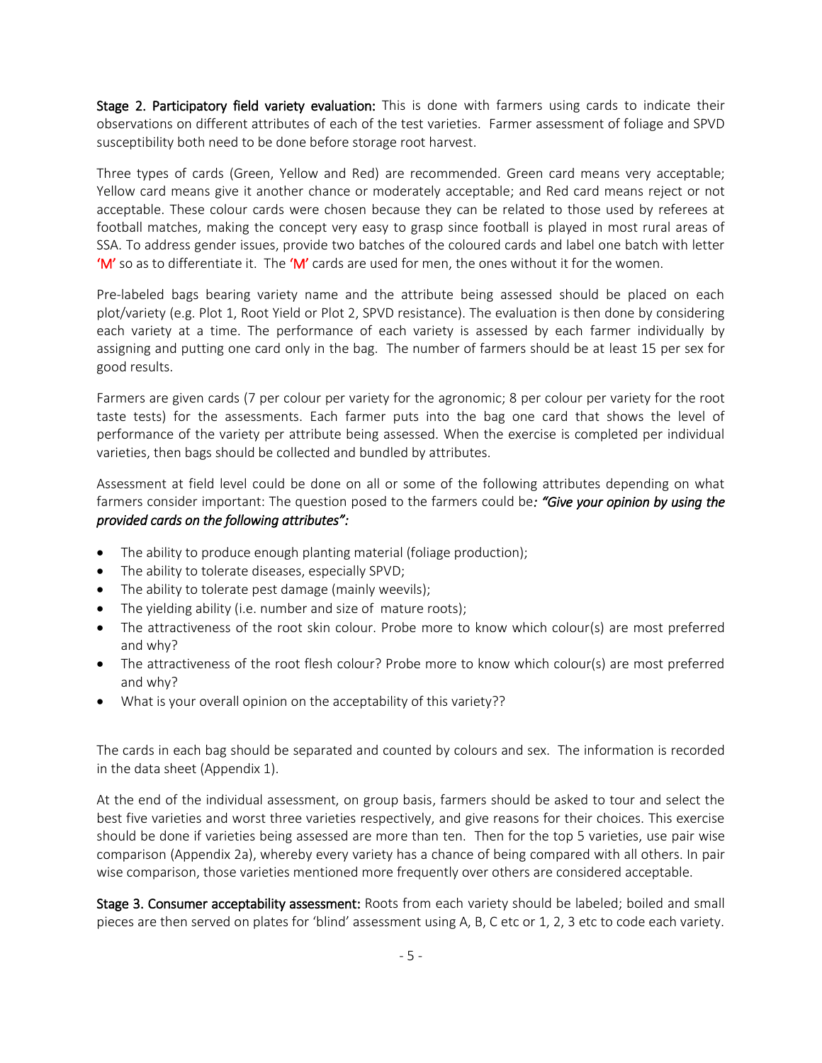**Stage 2. Participatory field variety evaluation:** This is done with farmers using cards to indicate their observations on different attributes of each of the test varieties. Farmer assessment of foliage and SPVD susceptibility both need to be done before storage root harvest.

Three types of cards (Green, Yellow and Red) are recommended. Green card means very acceptable; Yellow card means give it another chance or moderately acceptable; and Red card means reject or not acceptable. These colour cards were chosen because they can be related to those used by referees at football matches, making the concept very easy to grasp since football is played in most rural areas of SSA. To address gender issues, provide two batches of the coloured cards and label one batch with letter **'M'** so as to differentiate it. The **'M'** cards are used for men, the ones without it for the women.

Pre-labeled bags bearing variety name and the attribute being assessed should be placed on each plot/variety (e.g. Plot 1, Root Yield or Plot 2, SPVD resistance). The evaluation is then done by considering each variety at a time. The performance of each variety is assessed by each farmer individually by assigning and putting one card only in the bag. The number of farmers should be at least 15 per sex for good results.

Farmers are given cards (7 per colour per variety for the agronomic; 8 per colour per variety for the root taste tests) for the assessments. Each farmer puts into the bag one card that shows the level of performance of the variety per attribute being assessed. When the exercise is completed per individual varieties, then bags should be collected and bundled by attributes.

Assessment at field level could be done on all or some of the following attributes depending on what farmers consider important: The question posed to the farmers could be*: "Give your opinion by using the provided cards on the following attributes":*

- The ability to produce enough planting material (foliage production);
- The ability to tolerate diseases, especially SPVD;
- The ability to tolerate pest damage (mainly weevils);
- The yielding ability (i.e. number and size of mature roots);
- The attractiveness of the root skin colour. Probe more to know which colour(s) are most preferred and why?
- The attractiveness of the root flesh colour? Probe more to know which colour(s) are most preferred and why?
- What is your overall opinion on the acceptability of this variety??

The cards in each bag should be separated and counted by colours and sex. The information is recorded in the data sheet (Appendix 1).

At the end of the individual assessment, on group basis, farmers should be asked to tour and select the best five varieties and worst three varieties respectively, and give reasons for their choices. This exercise should be done if varieties being assessed are more than ten. Then for the top 5 varieties, use pair wise comparison (Appendix 2a), whereby every variety has a chance of being compared with all others. In pair wise comparison, those varieties mentioned more frequently over others are considered acceptable.

**Stage 3. Consumer acceptability assessment:** Roots from each variety should be labeled; boiled and small pieces are then served on plates for 'blind' assessment using A, B, C etc or 1, 2, 3 etc to code each variety.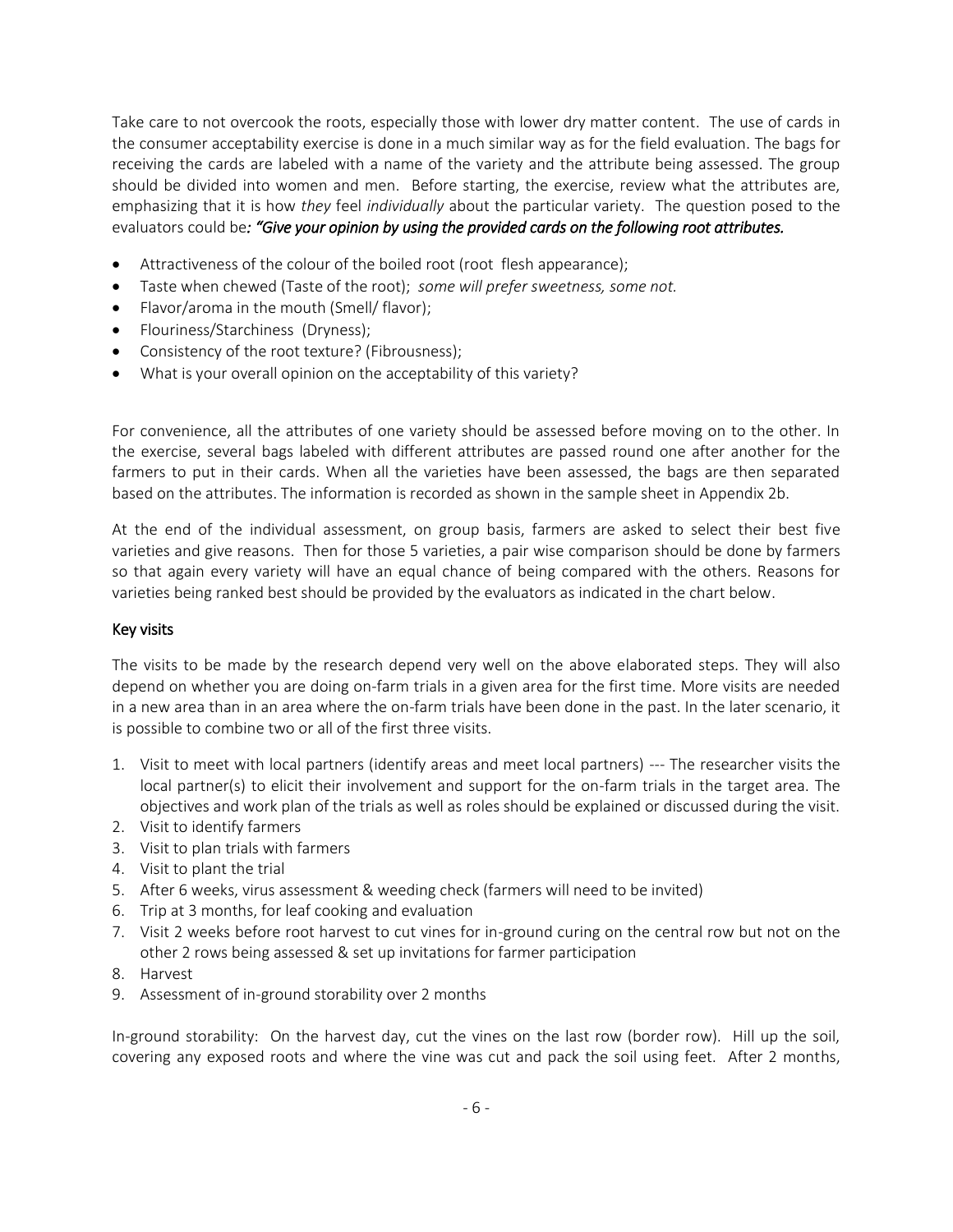Take care to not overcook the roots, especially those with lower dry matter content. The use of cards in the consumer acceptability exercise is done in a much similar way as for the field evaluation. The bags for receiving the cards are labeled with a name of the variety and the attribute being assessed. The group should be divided into women and men. Before starting, the exercise, review what the attributes are, emphasizing that it is how *they* feel *individually* about the particular variety. The question posed to the evaluators could be*: "Give your opinion by using the provided cards on the following root attributes.*

- Attractiveness of the colour of the boiled root (root flesh appearance);
- Taste when chewed (Taste of the root); *some will prefer sweetness, some not.*
- Flavor/aroma in the mouth (Smell/ flavor);
- Flouriness/Starchiness (Dryness);
- Consistency of the root texture? (Fibrousness);
- What is your overall opinion on the acceptability of this variety?

For convenience, all the attributes of one variety should be assessed before moving on to the other. In the exercise, several bags labeled with different attributes are passed round one after another for the farmers to put in their cards. When all the varieties have been assessed, the bags are then separated based on the attributes. The information is recorded as shown in the sample sheet in Appendix 2b.

At the end of the individual assessment, on group basis, farmers are asked to select their best five varieties and give reasons. Then for those 5 varieties, a pair wise comparison should be done by farmers so that again every variety will have an equal chance of being compared with the others. Reasons for varieties being ranked best should be provided by the evaluators as indicated in the chart below.

## Key visits

The visits to be made by the research depend very well on the above elaborated steps. They will also depend on whether you are doing on-farm trials in a given area for the first time. More visits are needed in a new area than in an area where the on-farm trials have been done in the past. In the later scenario, it is possible to combine two or all of the first three visits.

1. Visit to meet with local partners (identify areas and meet local partners) --- The researcher visits the local partner(s) to elicit their involvement and support for the on-farm trials in the target area. The objectives and work plan of the trials as well as roles should be explained or discussed during the visit.
2. Visit to identify farmers
3. Visit to plan trials with farmers
4. Visit to plant the trial
5. After 6 weeks, virus assessment & weeding check (farmers will need to be invited)
6. Trip at 3 months, for leaf cooking and evaluation
7. Visit 2 weeks before root harvest to cut vines for in-ground curing on the central row but not on the other 2 rows being assessed & set up invitations for farmer participation
8. Harvest
9. Assessment of in-ground storability over 2 months

In-ground storability: On the harvest day, cut the vines on the last row (border row). Hill up the soil, covering any exposed roots and where the vine was cut and pack the soil using feet. After 2 months,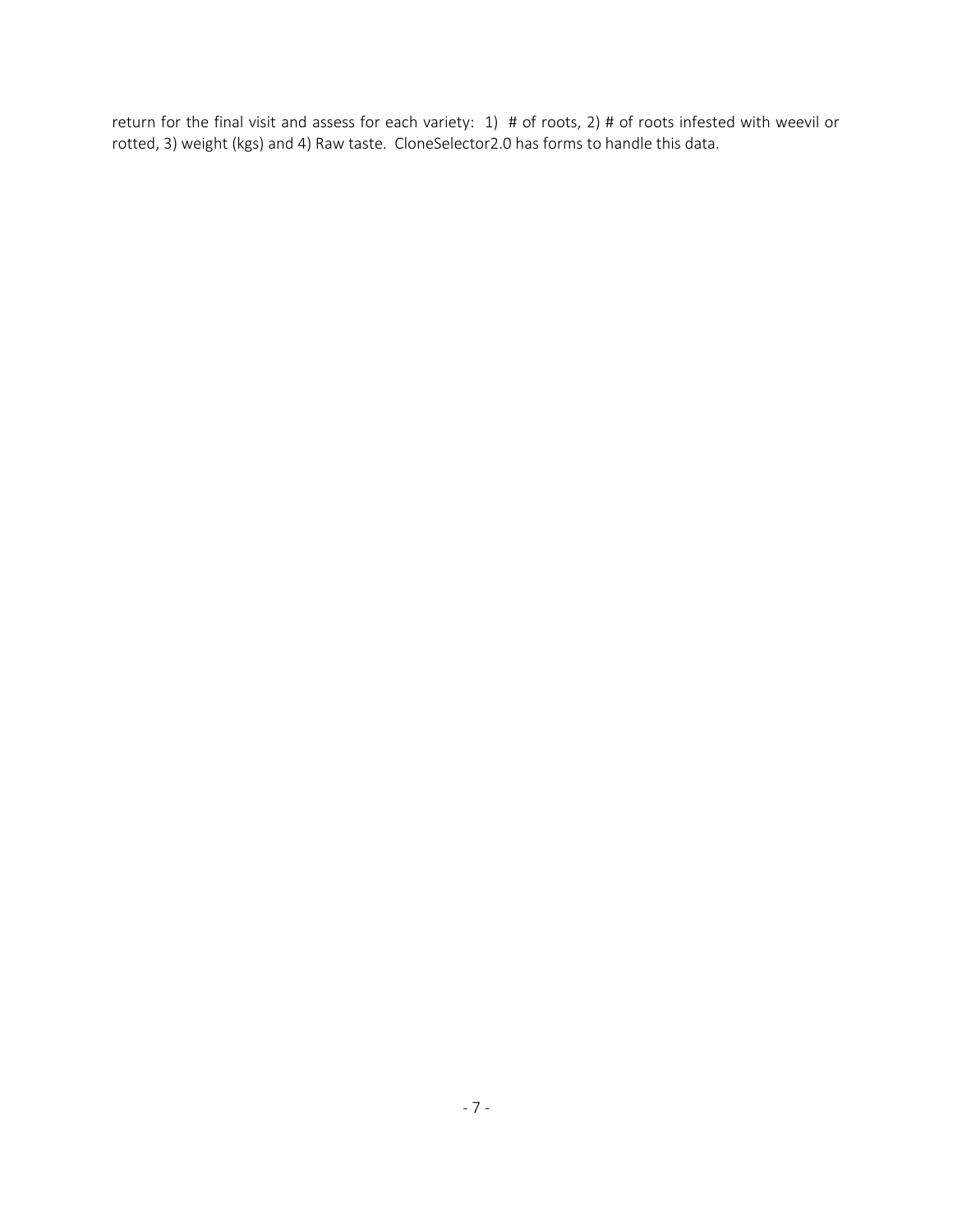return for the final visit and assess for each variety: 1) # of roots, 2) # of roots infested with weevil or rotted, 3) weight (kgs) and 4) Raw taste. CloneSelector2.0 has forms to handle this data.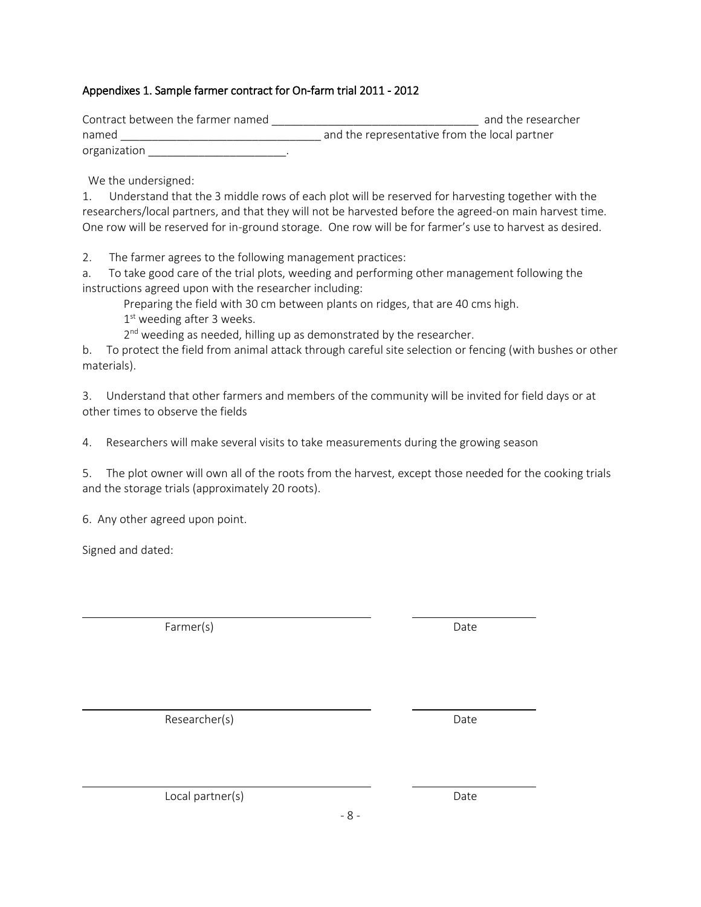## Appendixes 1. Sample farmer contract for On-farm trial 2011 - 2012

Contract between the farmer named _________________________________ and the researcher named _______________________________ and the representative from the local partner organization _____________________.

We the undersigned:

1. Understand that the 3 middle rows of each plot will be reserved for harvesting together with the researchers/local partners, and that they will not be harvested before the agreed-on main harvest time. One row will be reserved for in-ground storage. One row will be for farmer's use to harvest as desired.

2. The farmer agrees to the following management practices:

a. To take good care of the trial plots, weeding and performing other management following the instructions agreed upon with the researcher including:

   Preparing the field with 30 cm between plants on ridges, that are 40 cms high.

   1st weeding after 3 weeks.

   2nd weeding as needed, hilling up as demonstrated by the researcher.

b. To protect the field from animal attack through careful site selection or fencing (with bushes or other materials).

3. Understand that other farmers and members of the community will be invited for field days or at other times to observe the fields

4. Researchers will make several visits to take measurements during the growing season

5. The plot owner will own all of the roots from the harvest, except those needed for the cooking trials and the storage trials (approximately 20 roots).

6. Any other agreed upon point.

Signed and dated:

_______________________________ _______________

Farmer(s) Date

_______________________________ _______________

Researcher(s) Date

_______________________________ _______________

Local partner(s) Date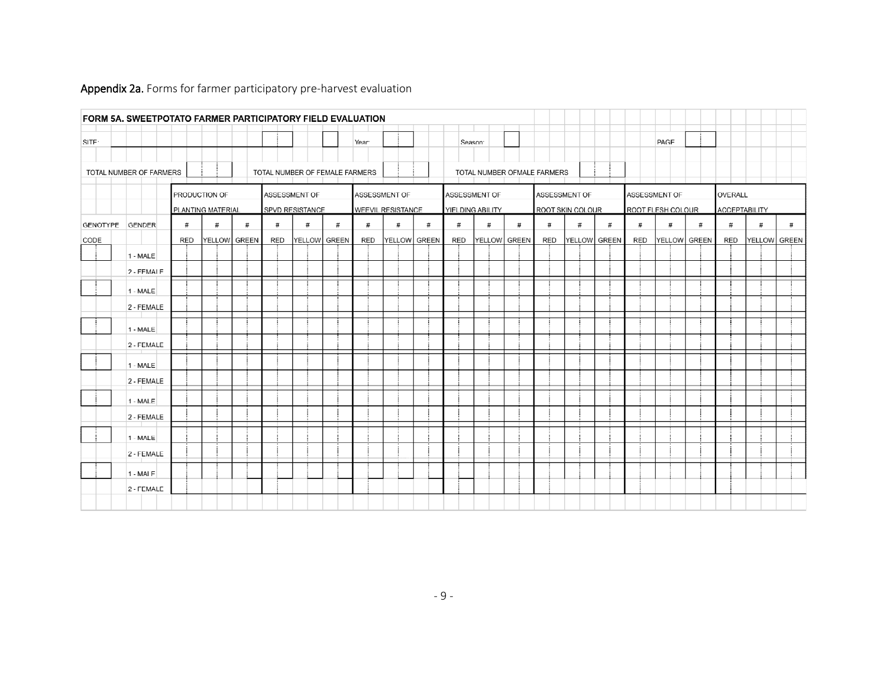**Appendix 2a.** Forms for farmer participatory pre-harvest evaluation

**FORM 5A. SWEETPOTATO FARMER PARTICIPATORY FIELD EVALUATION**

SITE: ______________________ Year: ______ Season: ______ PAGE ______

TOTAL NUMBER OF FARMERS ______ TOTAL NUMBER OF FEMALE FARMERS ______ TOTAL NUMBER OFMALE FARMERS ______

| | | PRODUCTION OF PLANTING MATERIAL | | | ASSESSMENT OF SPVD RESISTANCE | | | ASSESSMENT OF WEEVIL RESISTANCE | | | ASSESSMENT OF YIELDING ABILITY | | | ASSESSMENT OF ROOT SKIN COLOUR | | | ASSESSMENT OF ROOT FLESH COLOUR | | | OVERALL ACCEPTABILITY | | |
|---|---|---|---|---|---|---|---|---|---|---|---|---|---|---|---|---|---|---|---|---|---|---|
| GENOTYPE | GENDER | # | # | # | # | # | # | # | # | # | # | # | # | # | # | # | # | # | # | # | # | # |
| CODE | | RED | YELLOW | GREEN | RED | YELLOW | GREEN | RED | YELLOW | GREEN | RED | YELLOW | GREEN | RED | YELLOW | GREEN | RED | YELLOW | GREEN | RED | YELLOW | GREEN |
| | 1 - MALE | | | | | | | | | | | | | | | | | | | | | |
| | 2 - FEMALE | | | | | | | | | | | | | | | | | | | | | |
| | 1 - MALE | | | | | | | | | | | | | | | | | | | | | |
| | 2 - FEMALE | | | | | | | | | | | | | | | | | | | | | |
| | 1 - MALE | | | | | | | | | | | | | | | | | | | | | |
| | 2 - FEMALE | | | | | | | | | | | | | | | | | | | | | |
| | 1 - MALE | | | | | | | | | | | | | | | | | | | | | |
| | 2 - FEMALE | | | | | | | | | | | | | | | | | | | | | |
| | 1 - MALE | | | | | | | | | | | | | | | | | | | | | |
| | 2 - FEMALE | | | | | | | | | | | | | | | | | | | | | |
| | 1 - MALE | | | | | | | | | | | | | | | | | | | | | |
| | 2 - FEMALE | | | | | | | | | | | | | | | | | | | | | |
| | 1 - MALE | | | | | | | | | | | | | | | | | | | | | |
| | 2 - FEMALE | | | | | | | | | | | | | | | | | | | | | |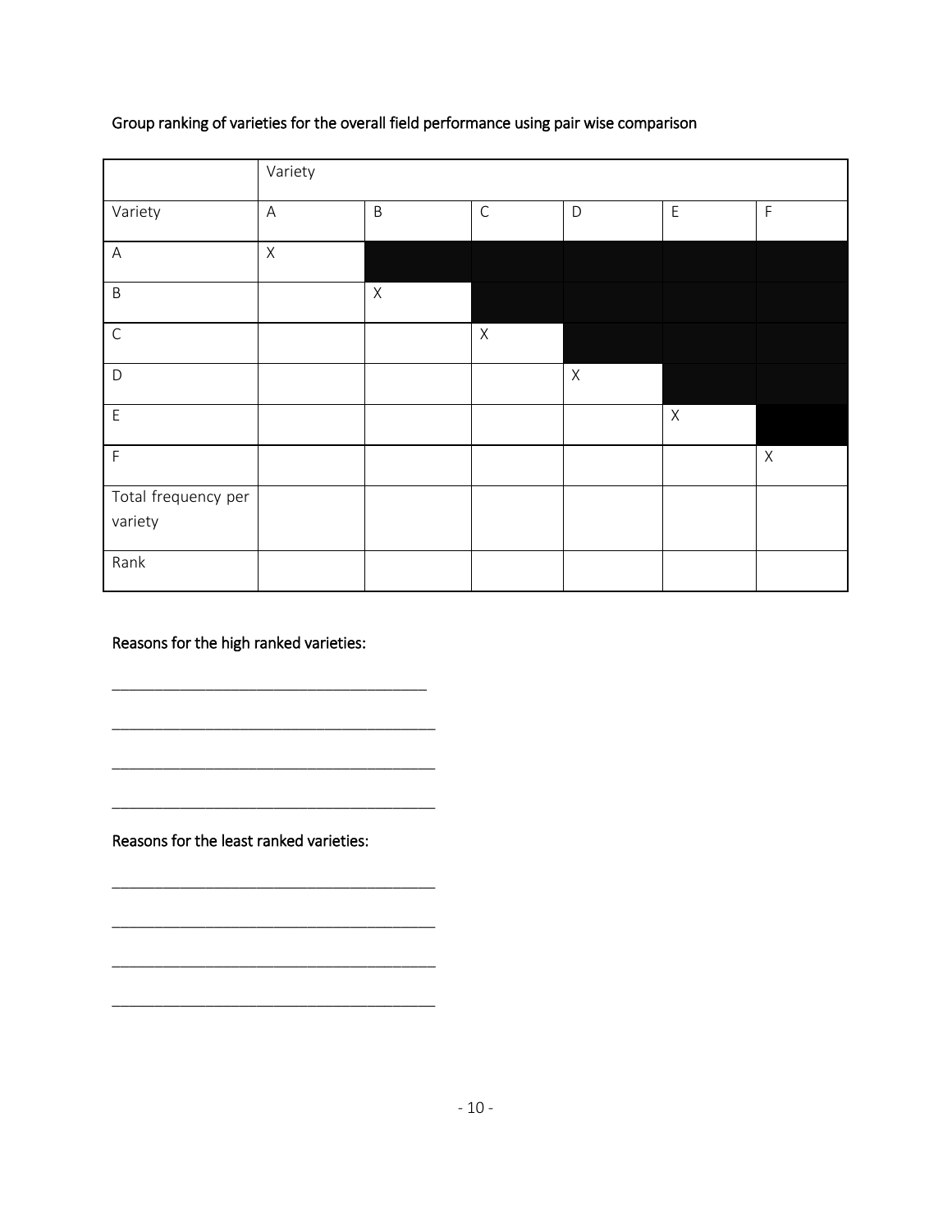Group ranking of varieties for the overall field performance using pair wise comparison

| | Variety | | | | | |
|---|---|---|---|---|---|---|
| Variety | A | B | C | D | E | F |
| A | X | | | | | |
| B | | X | | | | |
| C | | | X | | | |
| D | | | | X | | |
| E | | | | | X | |
| F | | | | | | X |
| Total frequency per variety | | | | | | |
| Rank | | | | | | |

Reasons for the high ranked varieties:

___________________________________

___________________________________

___________________________________

___________________________________

Reasons for the least ranked varieties:

___________________________________

___________________________________

___________________________________

___________________________________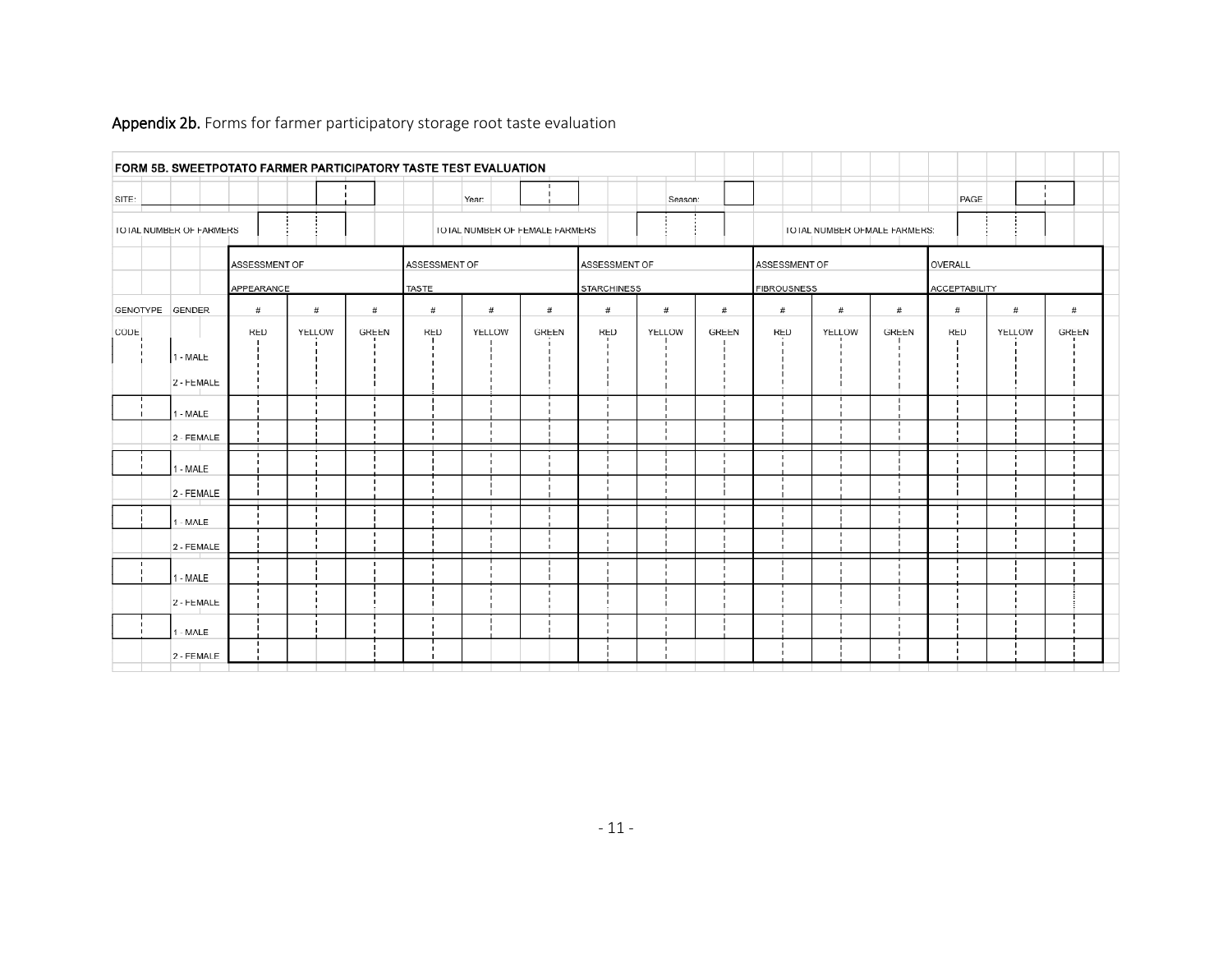**Appendix 2b.** Forms for farmer participatory storage root taste evaluation

**FORM 5B. SWEETPOTATO FARMER PARTICIPATORY TASTE TEST EVALUATION**

SITE: ______ Year: ______ Season: ______ PAGE ______

TOTAL NUMBER OF FARMERS ______ TOTAL NUMBER OF FEMALE FARMERS ______ TOTAL NUMBER OFMALE FARMERS: ______

| | | ASSESSMENT OF APPEARANCE | | | ASSESSMENT OF TASTE | | | ASSESSMENT OF STARCHINESS | | | ASSESSMENT OF FIBROUSNESS | | | OVERALL ACCEPTABILITY | | |
|---|---|---|---|---|---|---|---|---|---|---|---|---|---|---|---|---|
| GENOTYPE | GENDER | # | # | # | # | # | # | # | # | # | # | # | # | # | # | # |
| CODE | | RED | YELLOW | GREEN | RED | YELLOW | GREEN | RED | YELLOW | GREEN | RED | YELLOW | GREEN | RED | YELLOW | GREEN |
| | 1 - MALE | | | | | | | | | | | | | | | |
| | 2 - FEMALE | | | | | | | | | | | | | | | |
| | 1 - MALE | | | | | | | | | | | | | | | |
| | 2 - FEMALE | | | | | | | | | | | | | | | |
| | 1 - MALE | | | | | | | | | | | | | | | |
| | 2 - FEMALE | | | | | | | | | | | | | | | |
| | 1 - MALE | | | | | | | | | | | | | | | |
| | 2 - FEMALE | | | | | | | | | | | | | | | |
| | 1 - MALE | | | | | | | | | | | | | | | |
| | 2 - FEMALE | | | | | | | | | | | | | | | |
| | 1 - MALE | | | | | | | | | | | | | | | |
| | 2 - FEMALE | | | | | | | | | | | | | | | |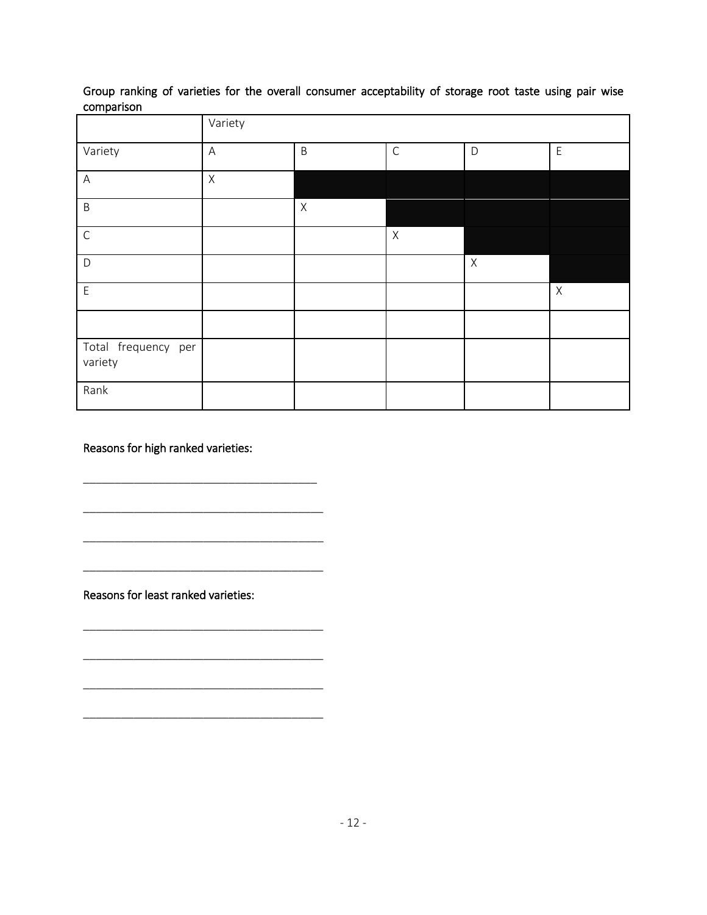Group ranking of varieties for the overall consumer acceptability of storage root taste using pair wise comparison

| | Variety | | | | |
|---|---|---|---|---|---|
| Variety | A | B | C | D | E |
| A | X | | | | |
| B | | X | | | |
| C | | | X | | |
| D | | | | X | |
| E | | | | | X |
| | | | | | |
| Total frequency per variety | | | | | |
| Rank | | | | | |

Reasons for high ranked varieties:

_____________________________________

_____________________________________

_____________________________________

_____________________________________

Reasons for least ranked varieties:

_____________________________________

_____________________________________

_____________________________________

_____________________________________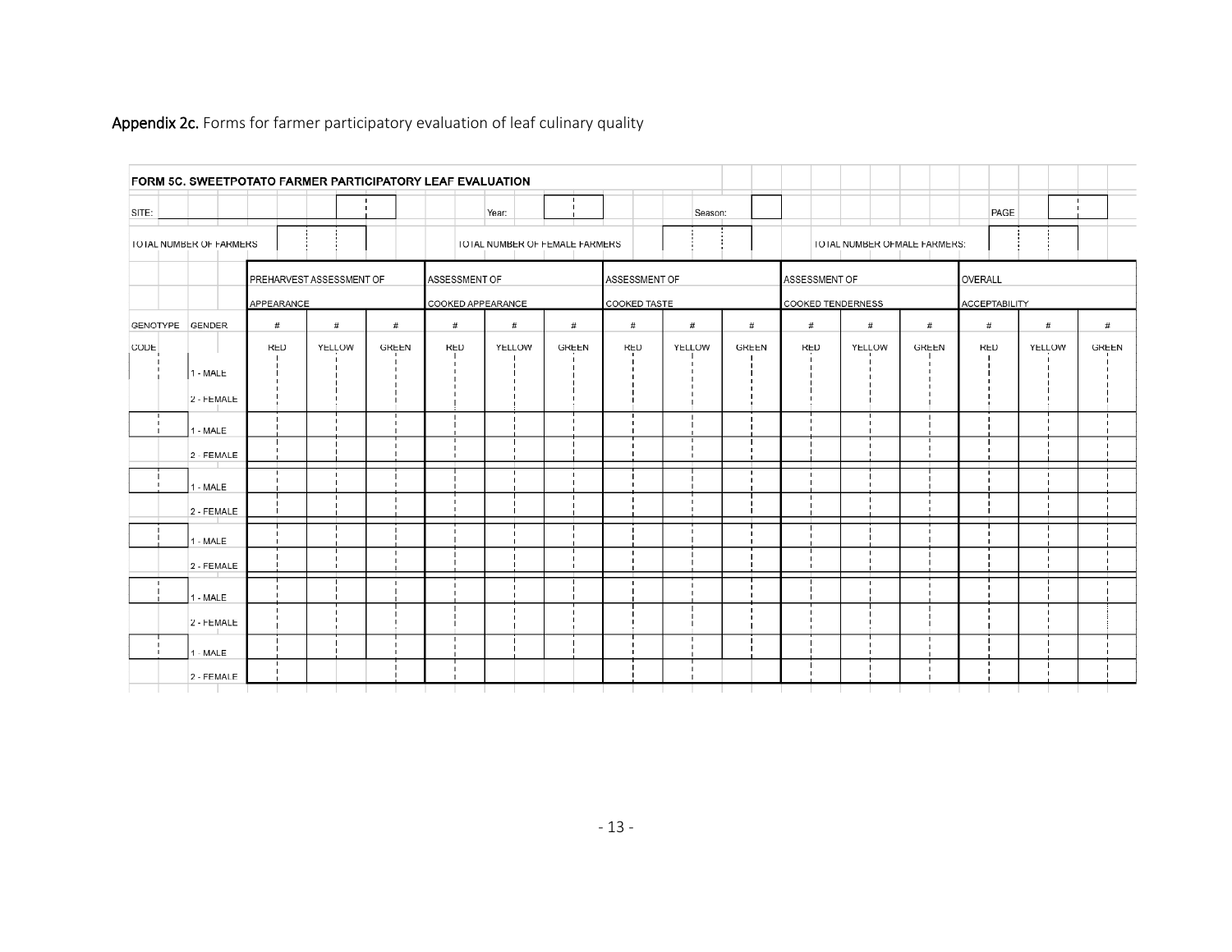**Appendix 2c.** Forms for farmer participatory evaluation of leaf culinary quality

**FORM 5C. SWEETPOTATO FARMER PARTICIPATORY LEAF EVALUATION**

SITE: ______ Year: ______ Season: ______ PAGE ______

TOTAL NUMBER OF FARMERS ______ TOTAL NUMBER OF FEMALE FARMERS ______ TOTAL NUMBER OFMALE FARMERS: ______

| | | PREHARVEST ASSESSMENT OF APPEARANCE | | | ASSESSMENT OF COOKED APPEARANCE | | | ASSESSMENT OF COOKED TASTE | | | ASSESSMENT OF COOKED TENDERNESS | | | OVERALL ACCEPTABILITY | | |
|---|---|---|---|---|---|---|---|---|---|---|---|---|---|---|---|---|
| GENOTYPE CODE | GENDER | # RED | # YELLOW | # GREEN | # RED | # YELLOW | # GREEN | # RED | # YELLOW | # GREEN | # RED | # YELLOW | # GREEN | # RED | # YELLOW | # GREEN |
| | 1 - MALE | | | | | | | | | | | | | | | |
| | 2 - FEMALE | | | | | | | | | | | | | | | |
| | 1 - MALE | | | | | | | | | | | | | | | |
| | 2 - FEMALE | | | | | | | | | | | | | | | |
| | 1 - MALE | | | | | | | | | | | | | | | |
| | 2 - FEMALE | | | | | | | | | | | | | | | |
| | 1 - MALE | | | | | | | | | | | | | | | |
| | 2 - FEMALE | | | | | | | | | | | | | | | |
| | 1 - MALE | | | | | | | | | | | | | | | |
| | 2 - FEMALE | | | | | | | | | | | | | | | |
| | 1 - MALE | | | | | | | | | | | | | | | |
| | 2 - FEMALE | | | | | | | | | | | | | | | |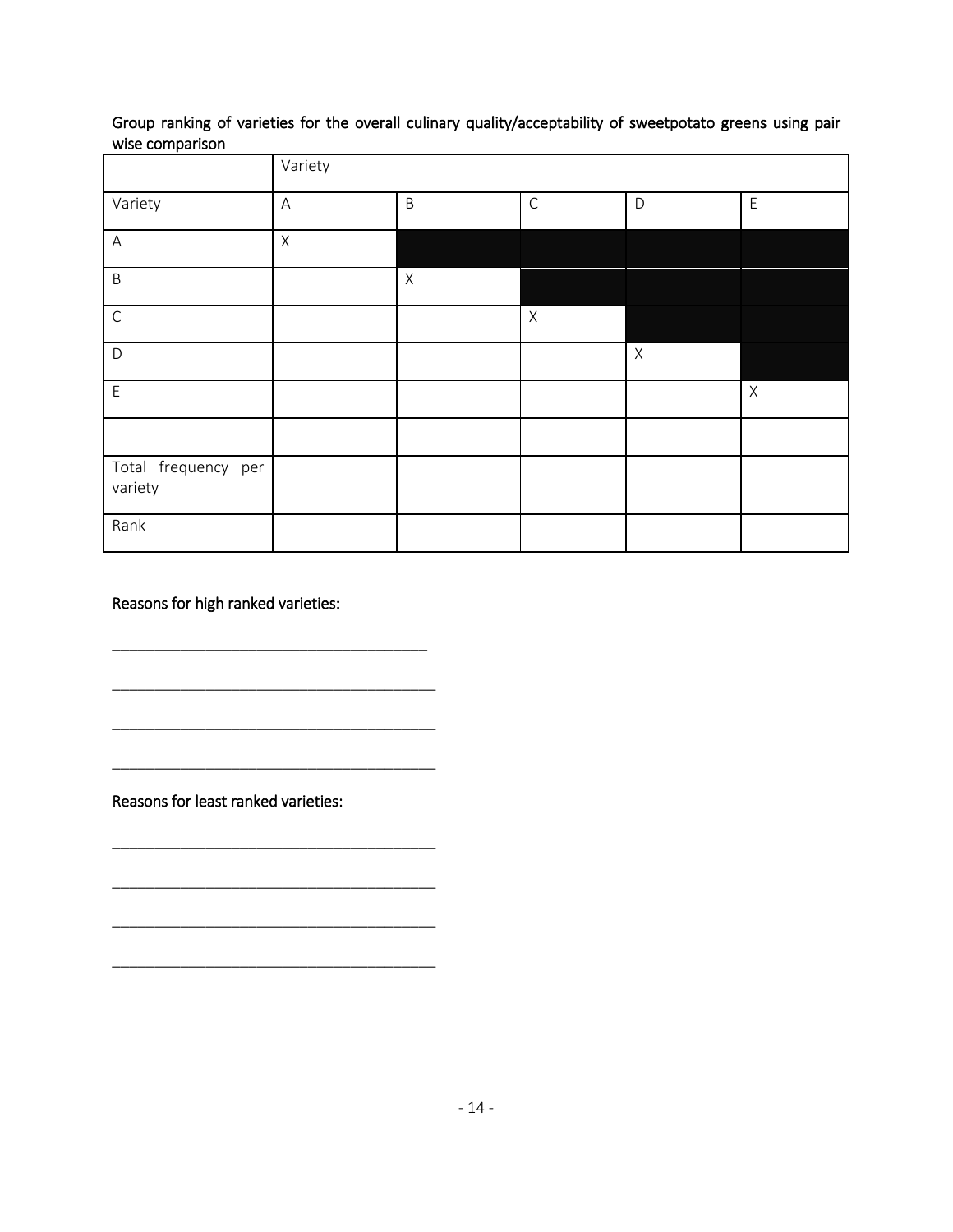Group ranking of varieties for the overall culinary quality/acceptability of sweetpotato greens using pair wise comparison

| | Variety | | | | |
|---|---|---|---|---|---|
| Variety | A | B | C | D | E |
| A | X | | | | |
| B | | X | | | |
| C | | | X | | |
| D | | | | X | |
| E | | | | | X |
| | | | | | |
| Total frequency per variety | | | | | |
| Rank | | | | | |

**Reasons for high ranked varieties:**

___________________________________

___________________________________

___________________________________

___________________________________

**Reasons for least ranked varieties:**

___________________________________

___________________________________

___________________________________

___________________________________